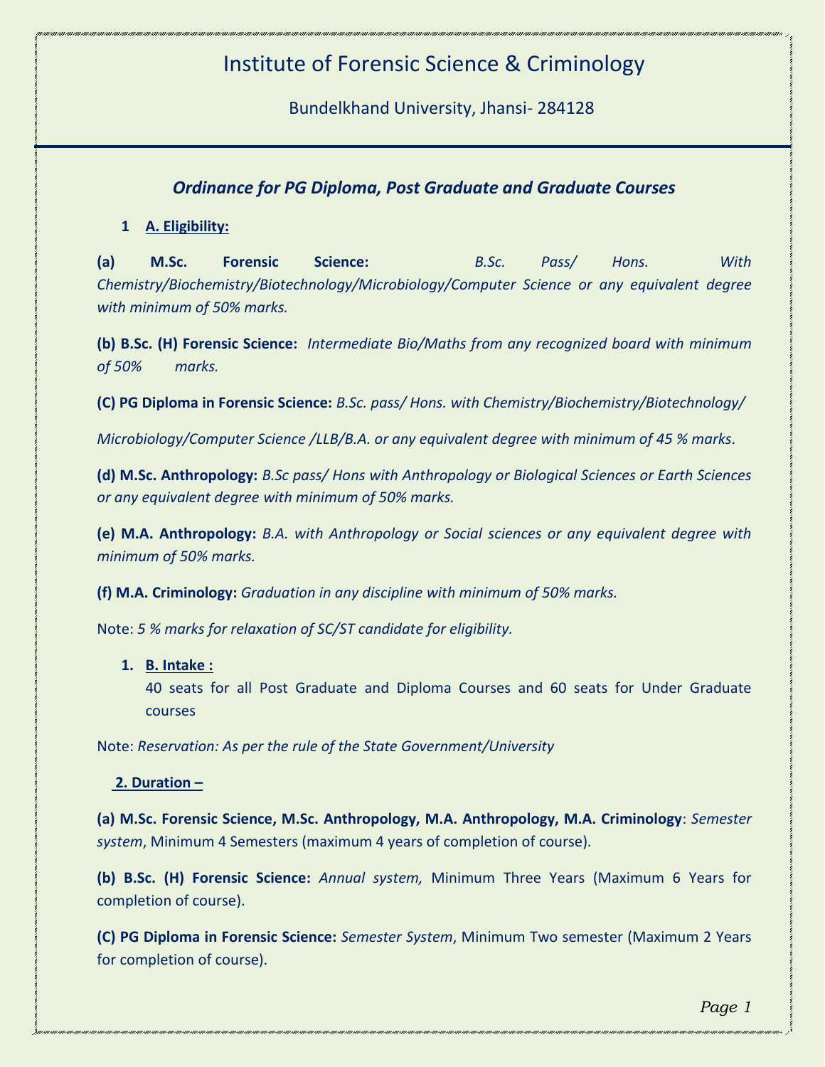# Institute of Forensic Science & Criminology

Bundelkhand University, Jhansi- 284128

## *Ordinance for PG Diploma, Post Graduate and Graduate Courses*

### 1 A. Eligibility:

**(a) M.Sc. Forensic Science:** *B.Sc. Pass/ Hons. With Chemistry/Biochemistry/Biotechnology/Microbiology/Computer Science or any equivalent degree with minimum of 50% marks.*

**(b) B.Sc. (H) Forensic Science:** *Intermediate Bio/Maths from any recognized board with minimum of 50% marks.*

**(C) PG Diploma in Forensic Science:** *B.Sc. pass/ Hons. with Chemistry/Biochemistry/Biotechnology/ Microbiology/Computer Science /LLB/B.A. or any equivalent degree with minimum of 45 % marks.*

**(d) M.Sc. Anthropology:** *B.Sc pass/ Hons with Anthropology or Biological Sciences or Earth Sciences or any equivalent degree with minimum of 50% marks.*

**(e) M.A. Anthropology:** *B.A. with Anthropology or Social sciences or any equivalent degree with minimum of 50% marks.*

**(f) M.A. Criminology:** *Graduation in any discipline with minimum of 50% marks.*

Note: *5 % marks for relaxation of SC/ST candidate for eligibility.*

### 1. B. Intake :

40 seats for all Post Graduate and Diploma Courses and 60 seats for Under Graduate courses

Note: *Reservation: As per the rule of the State Government/University*

### 2. Duration –

**(a) M.Sc. Forensic Science, M.Sc. Anthropology, M.A. Anthropology, M.A. Criminology**: *Semester system*, Minimum 4 Semesters (maximum 4 years of completion of course).

**(b) B.Sc. (H) Forensic Science:** *Annual system,* Minimum Three Years (Maximum 6 Years for completion of course).

**(C) PG Diploma in Forensic Science:** *Semester System*, Minimum Two semester (Maximum 2 Years for completion of course).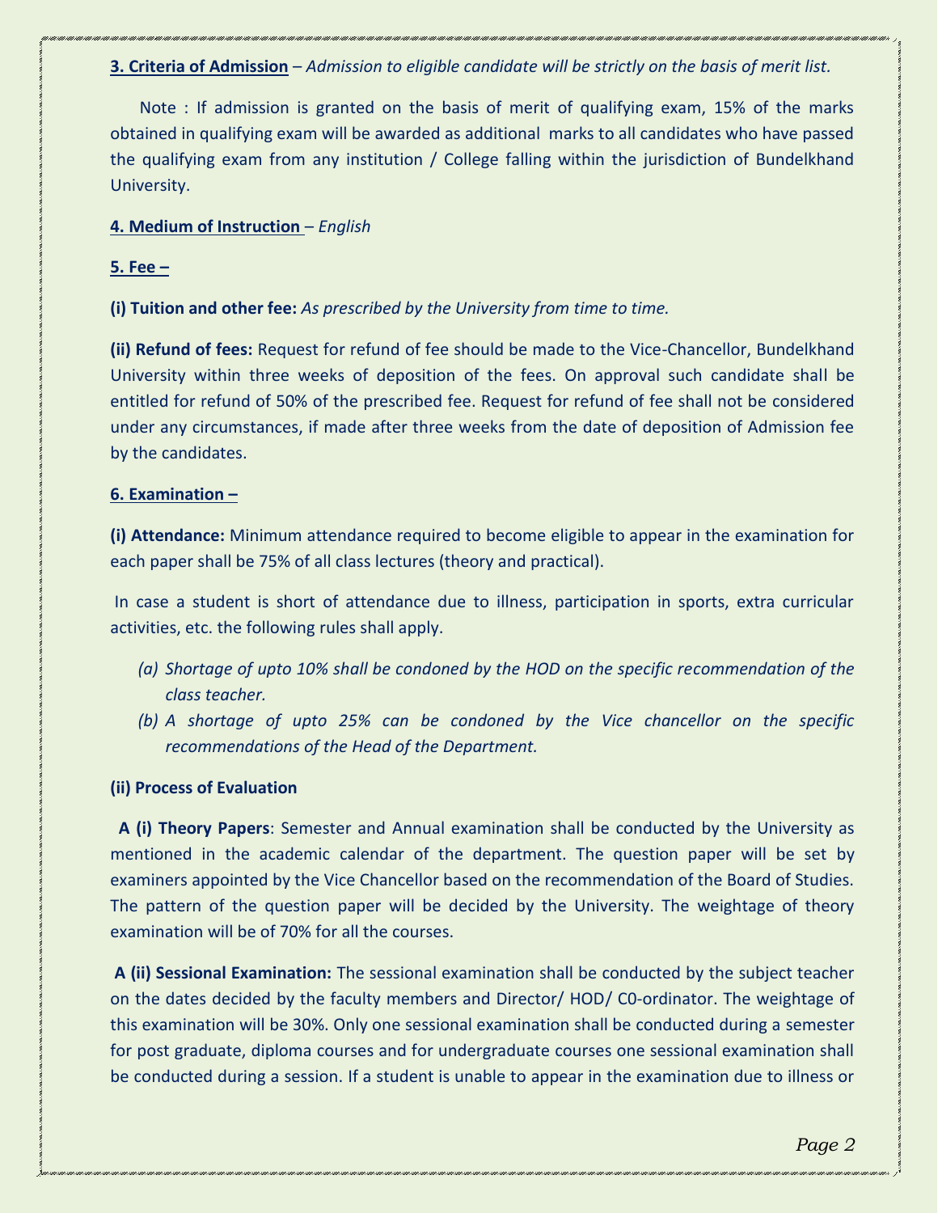**3. Criteria of Admission** – *Admission to eligible candidate will be strictly on the basis of merit list.*

Note : If admission is granted on the basis of merit of qualifying exam, 15% of the marks obtained in qualifying exam will be awarded as additional marks to all candidates who have passed the qualifying exam from any institution / College falling within the jurisdiction of Bundelkhand University.

**4. Medium of Instruction** – *English*

**5. Fee –**

**(i) Tuition and other fee:** *As prescribed by the University from time to time.*

**(ii) Refund of fees:** Request for refund of fee should be made to the Vice-Chancellor, Bundelkhand University within three weeks of deposition of the fees. On approval such candidate shall be entitled for refund of 50% of the prescribed fee. Request for refund of fee shall not be considered under any circumstances, if made after three weeks from the date of deposition of Admission fee by the candidates.

**6. Examination –**

**(i) Attendance:** Minimum attendance required to become eligible to appear in the examination for each paper shall be 75% of all class lectures (theory and practical).

In case a student is short of attendance due to illness, participation in sports, extra curricular activities, etc. the following rules shall apply.

(a) *Shortage of upto 10% shall be condoned by the HOD on the specific recommendation of the class teacher.*
(b) *A shortage of upto 25% can be condoned by the Vice chancellor on the specific recommendations of the Head of the Department.*

**(ii) Process of Evaluation**

**A (i) Theory Papers**: Semester and Annual examination shall be conducted by the University as mentioned in the academic calendar of the department. The question paper will be set by examiners appointed by the Vice Chancellor based on the recommendation of the Board of Studies. The pattern of the question paper will be decided by the University. The weightage of theory examination will be of 70% for all the courses.

**A (ii) Sessional Examination:** The sessional examination shall be conducted by the subject teacher on the dates decided by the faculty members and Director/ HOD/ C0-ordinator. The weightage of this examination will be 30%. Only one sessional examination shall be conducted during a semester for post graduate, diploma courses and for undergraduate courses one sessional examination shall be conducted during a session. If a student is unable to appear in the examination due to illness or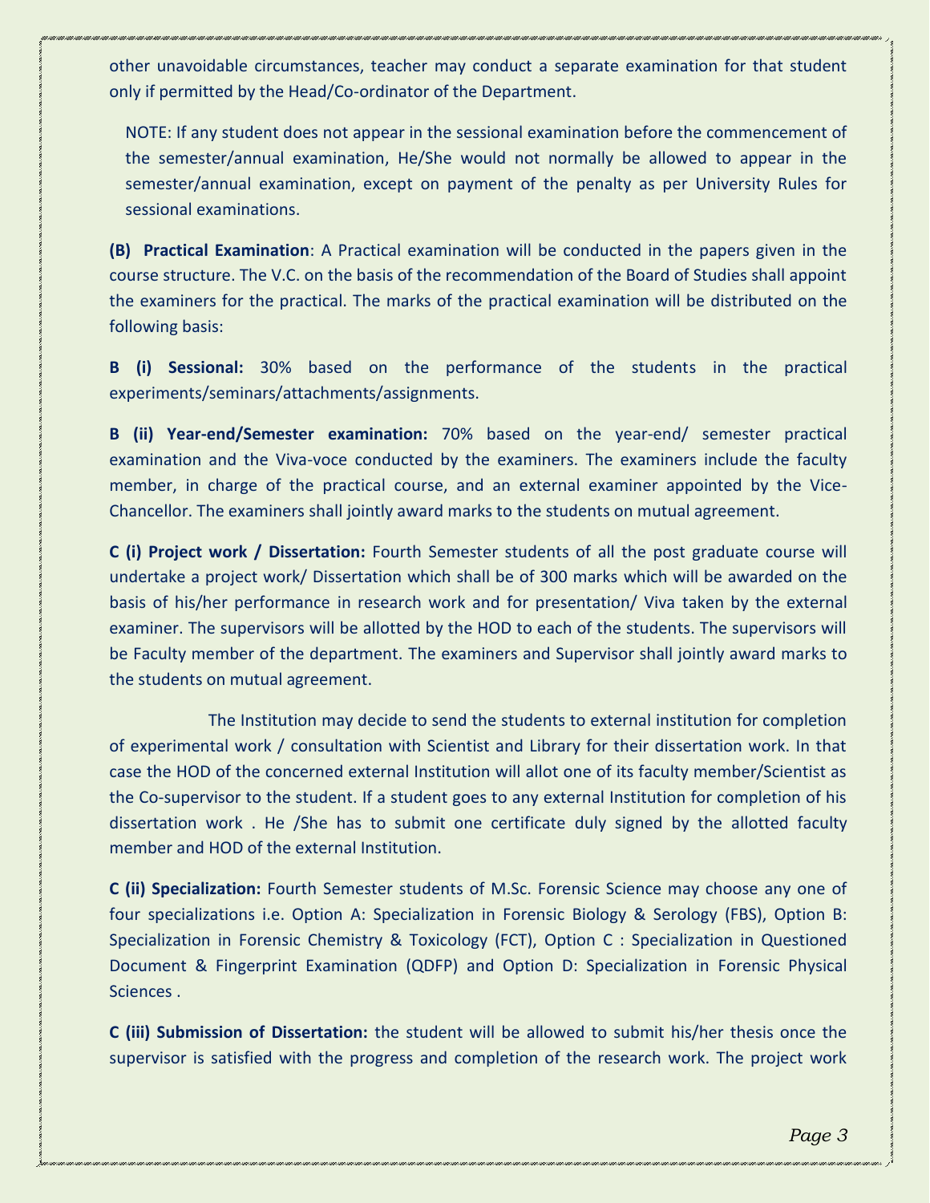other unavoidable circumstances, teacher may conduct a separate examination for that student only if permitted by the Head/Co-ordinator of the Department.

NOTE: If any student does not appear in the sessional examination before the commencement of the semester/annual examination, He/She would not normally be allowed to appear in the semester/annual examination, except on payment of the penalty as per University Rules for sessional examinations.

**(B) Practical Examination**: A Practical examination will be conducted in the papers given in the course structure. The V.C. on the basis of the recommendation of the Board of Studies shall appoint the examiners for the practical. The marks of the practical examination will be distributed on the following basis:

**B (i) Sessional:** 30% based on the performance of the students in the practical experiments/seminars/attachments/assignments.

**B (ii) Year-end/Semester examination:** 70% based on the year-end/ semester practical examination and the Viva-voce conducted by the examiners. The examiners include the faculty member, in charge of the practical course, and an external examiner appointed by the Vice-Chancellor. The examiners shall jointly award marks to the students on mutual agreement.

**C (i) Project work / Dissertation:** Fourth Semester students of all the post graduate course will undertake a project work/ Dissertation which shall be of 300 marks which will be awarded on the basis of his/her performance in research work and for presentation/ Viva taken by the external examiner. The supervisors will be allotted by the HOD to each of the students. The supervisors will be Faculty member of the department. The examiners and Supervisor shall jointly award marks to the students on mutual agreement.

The Institution may decide to send the students to external institution for completion of experimental work / consultation with Scientist and Library for their dissertation work. In that case the HOD of the concerned external Institution will allot one of its faculty member/Scientist as the Co-supervisor to the student. If a student goes to any external Institution for completion of his dissertation work . He /She has to submit one certificate duly signed by the allotted faculty member and HOD of the external Institution.

**C (ii) Specialization:** Fourth Semester students of M.Sc. Forensic Science may choose any one of four specializations i.e. Option A: Specialization in Forensic Biology & Serology (FBS), Option B: Specialization in Forensic Chemistry & Toxicology (FCT), Option C : Specialization in Questioned Document & Fingerprint Examination (QDFP) and Option D: Specialization in Forensic Physical Sciences .

**C (iii) Submission of Dissertation:** the student will be allowed to submit his/her thesis once the supervisor is satisfied with the progress and completion of the research work. The project work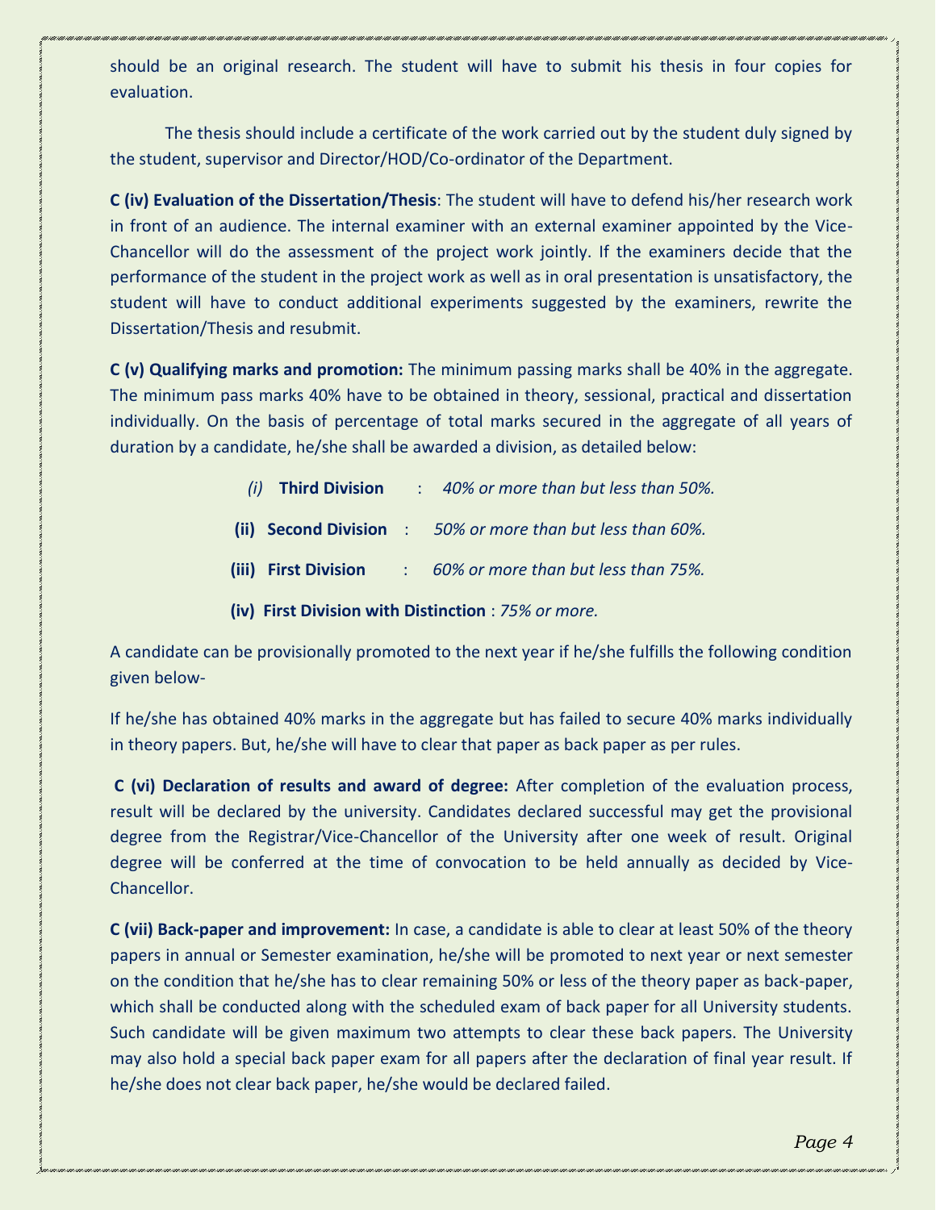should be an original research. The student will have to submit his thesis in four copies for evaluation.

The thesis should include a certificate of the work carried out by the student duly signed by the student, supervisor and Director/HOD/Co-ordinator of the Department.

**C (iv) Evaluation of the Dissertation/Thesis**: The student will have to defend his/her research work in front of an audience. The internal examiner with an external examiner appointed by the Vice-Chancellor will do the assessment of the project work jointly. If the examiners decide that the performance of the student in the project work as well as in oral presentation is unsatisfactory, the student will have to conduct additional experiments suggested by the examiners, rewrite the Dissertation/Thesis and resubmit.

**C (v) Qualifying marks and promotion:** The minimum passing marks shall be 40% in the aggregate. The minimum pass marks 40% have to be obtained in theory, sessional, practical and dissertation individually. On the basis of percentage of total marks secured in the aggregate of all years of duration by a candidate, he/she shall be awarded a division, as detailed below:

- *(i)* **Third Division** : *40% or more than but less than 50%.*
- **(ii) Second Division** : *50% or more than but less than 60%.*
- **(iii) First Division** : *60% or more than but less than 75%.*
- **(iv) First Division with Distinction** : *75% or more.*

A candidate can be provisionally promoted to the next year if he/she fulfills the following condition given below-

If he/she has obtained 40% marks in the aggregate but has failed to secure 40% marks individually in theory papers. But, he/she will have to clear that paper as back paper as per rules.

**C (vi) Declaration of results and award of degree:** After completion of the evaluation process, result will be declared by the university. Candidates declared successful may get the provisional degree from the Registrar/Vice-Chancellor of the University after one week of result. Original degree will be conferred at the time of convocation to be held annually as decided by Vice-Chancellor.

**C (vii) Back-paper and improvement:** In case, a candidate is able to clear at least 50% of the theory papers in annual or Semester examination, he/she will be promoted to next year or next semester on the condition that he/she has to clear remaining 50% or less of the theory paper as back-paper, which shall be conducted along with the scheduled exam of back paper for all University students. Such candidate will be given maximum two attempts to clear these back papers. The University may also hold a special back paper exam for all papers after the declaration of final year result. If he/she does not clear back paper, he/she would be declared failed.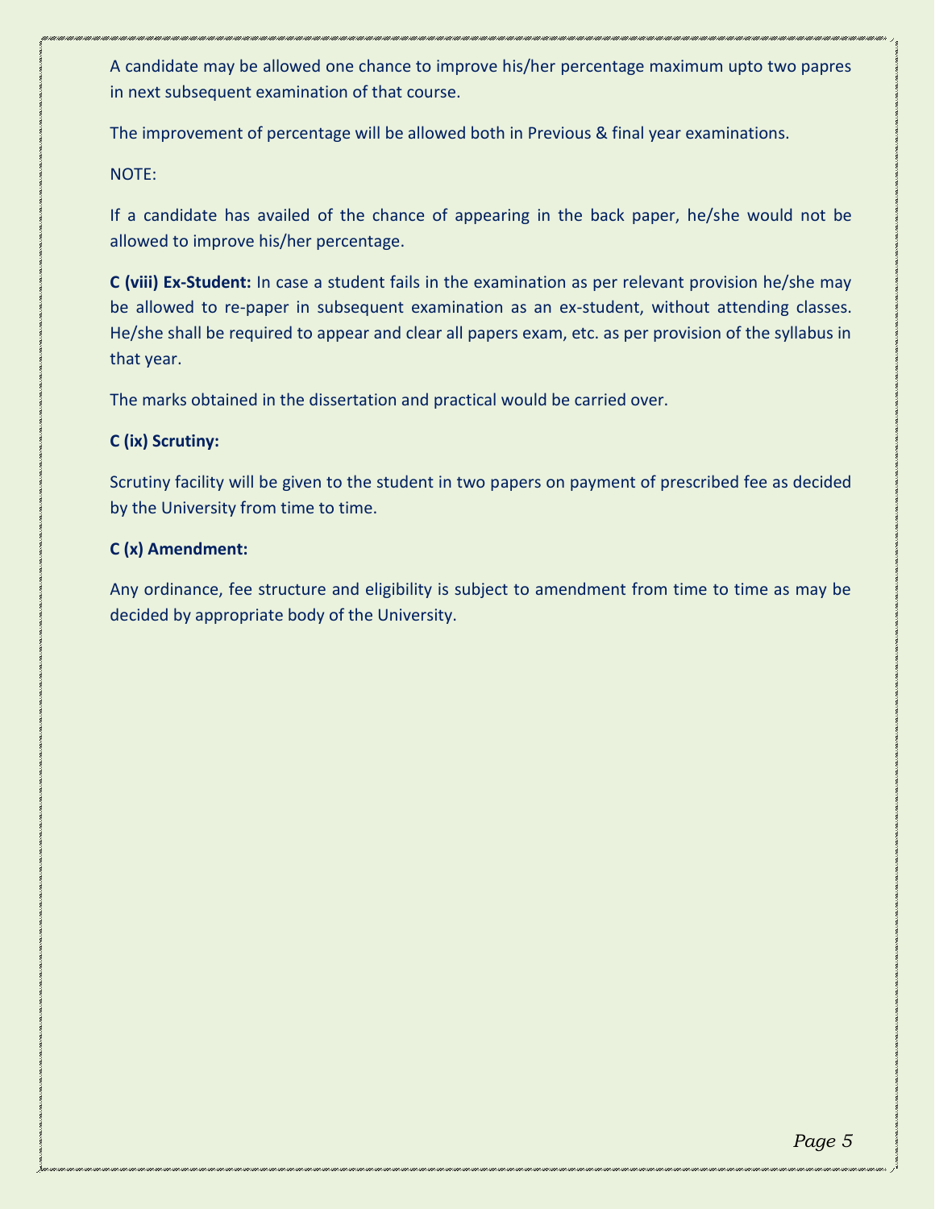A candidate may be allowed one chance to improve his/her percentage maximum upto two papres in next subsequent examination of that course.

The improvement of percentage will be allowed both in Previous & final year examinations.

NOTE:

If a candidate has availed of the chance of appearing in the back paper, he/she would not be allowed to improve his/her percentage.

**C (viii) Ex-Student:** In case a student fails in the examination as per relevant provision he/she may be allowed to re-paper in subsequent examination as an ex-student, without attending classes. He/she shall be required to appear and clear all papers exam, etc. as per provision of the syllabus in that year.

The marks obtained in the dissertation and practical would be carried over.

**C (ix) Scrutiny:**

Scrutiny facility will be given to the student in two papers on payment of prescribed fee as decided by the University from time to time.

**C (x) Amendment:**

Any ordinance, fee structure and eligibility is subject to amendment from time to time as may be decided by appropriate body of the University.